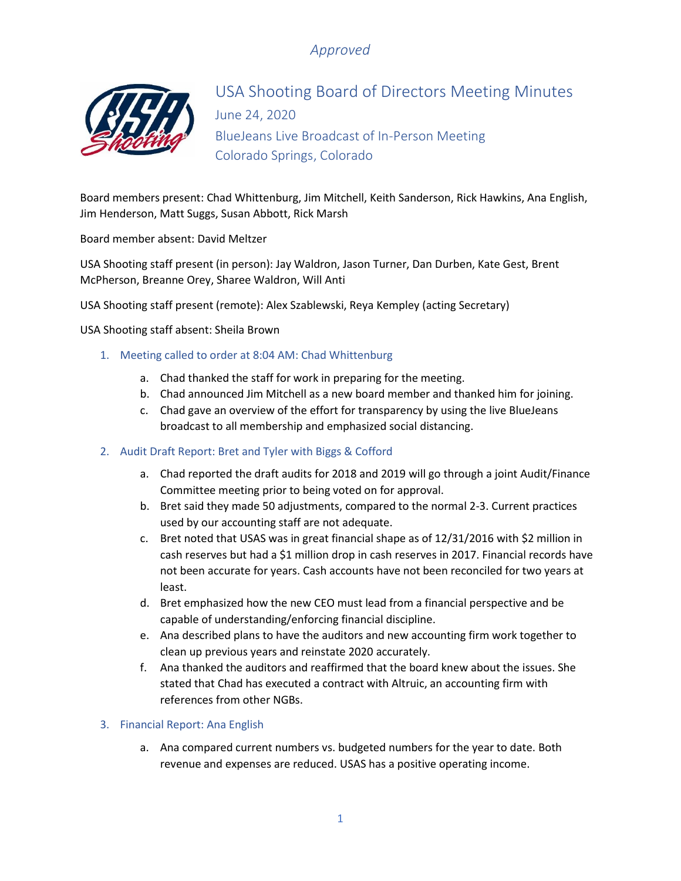*Approved*

# USA Shooting Board of Directors Meeting Minutes

June 24, 2020
BlueJeans Live Broadcast of In-Person Meeting
Colorado Springs, Colorado

Board members present: Chad Whittenburg, Jim Mitchell, Keith Sanderson, Rick Hawkins, Ana English, Jim Henderson, Matt Suggs, Susan Abbott, Rick Marsh

Board member absent: David Meltzer

USA Shooting staff present (in person): Jay Waldron, Jason Turner, Dan Durben, Kate Gest, Brent McPherson, Breanne Orey, Sharee Waldron, Will Anti

USA Shooting staff present (remote): Alex Szablewski, Reya Kempley (acting Secretary)

USA Shooting staff absent: Sheila Brown

1. Meeting called to order at 8:04 AM: Chad Whittenburg
    a. Chad thanked the staff for work in preparing for the meeting.
    b. Chad announced Jim Mitchell as a new board member and thanked him for joining.
    c. Chad gave an overview of the effort for transparency by using the live BlueJeans broadcast to all membership and emphasized social distancing.
2. Audit Draft Report: Bret and Tyler with Biggs & Cofford
    a. Chad reported the draft audits for 2018 and 2019 will go through a joint Audit/Finance Committee meeting prior to being voted on for approval.
    b. Bret said they made 50 adjustments, compared to the normal 2-3. Current practices used by our accounting staff are not adequate.
    c. Bret noted that USAS was in great financial shape as of 12/31/2016 with $2 million in cash reserves but had a $1 million drop in cash reserves in 2017. Financial records have not been accurate for years. Cash accounts have not been reconciled for two years at least.
    d. Bret emphasized how the new CEO must lead from a financial perspective and be capable of understanding/enforcing financial discipline.
    e. Ana described plans to have the auditors and new accounting firm work together to clean up previous years and reinstate 2020 accurately.
    f. Ana thanked the auditors and reaffirmed that the board knew about the issues. She stated that Chad has executed a contract with Altruic, an accounting firm with references from other NGBs.
3. Financial Report: Ana English
    a. Ana compared current numbers vs. budgeted numbers for the year to date. Both revenue and expenses are reduced. USAS has a positive operating income.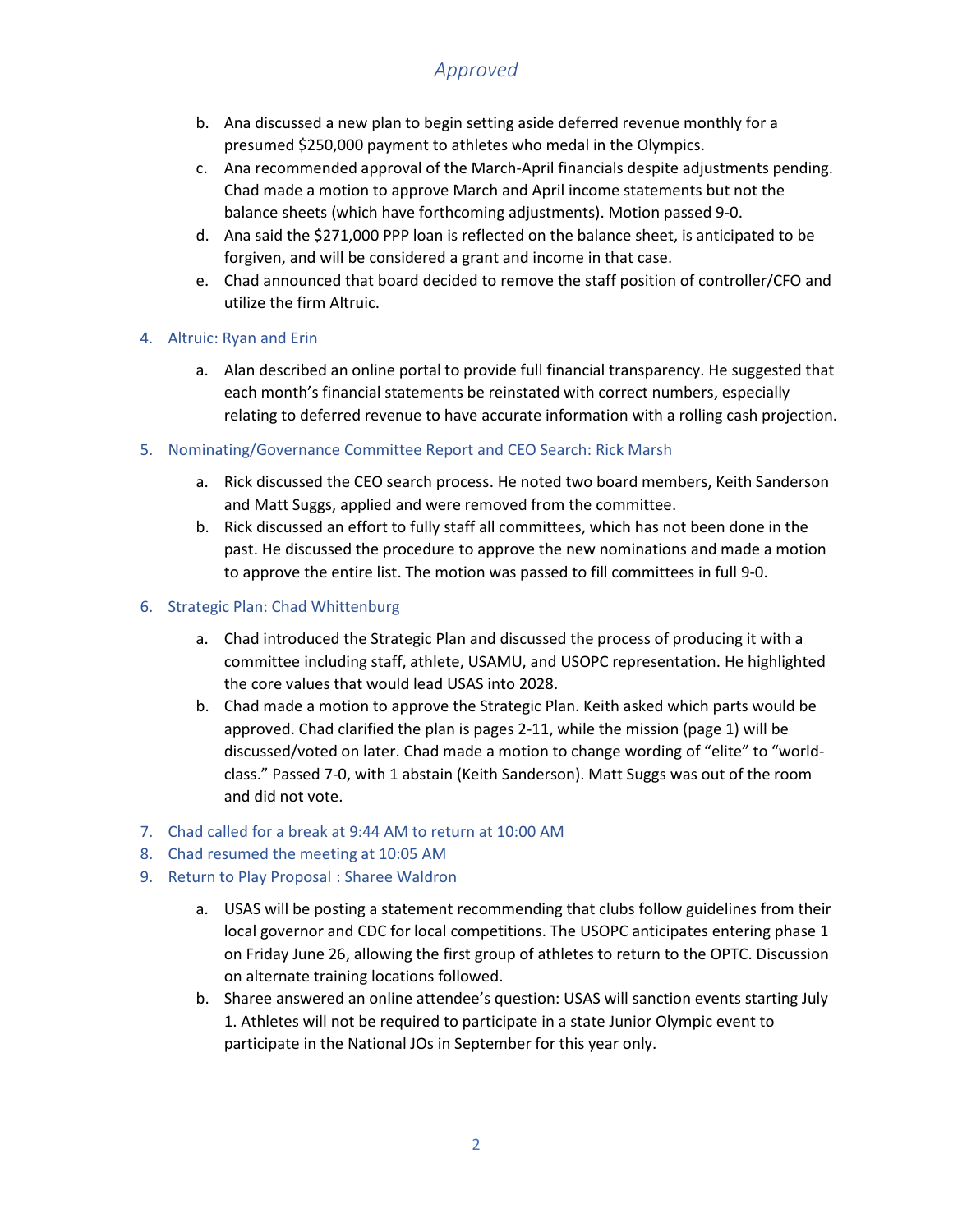*Approved*

b. Ana discussed a new plan to begin setting aside deferred revenue monthly for a presumed $250,000 payment to athletes who medal in the Olympics.

c. Ana recommended approval of the March-April financials despite adjustments pending. Chad made a motion to approve March and April income statements but not the balance sheets (which have forthcoming adjustments). Motion passed 9-0.

d. Ana said the $271,000 PPP loan is reflected on the balance sheet, is anticipated to be forgiven, and will be considered a grant and income in that case.

e. Chad announced that board decided to remove the staff position of controller/CFO and utilize the firm Altruic.

4. Altruic: Ryan and Erin

   a. Alan described an online portal to provide full financial transparency. He suggested that each month's financial statements be reinstated with correct numbers, especially relating to deferred revenue to have accurate information with a rolling cash projection.

5. Nominating/Governance Committee Report and CEO Search: Rick Marsh

   a. Rick discussed the CEO search process. He noted two board members, Keith Sanderson and Matt Suggs, applied and were removed from the committee.

   b. Rick discussed an effort to fully staff all committees, which has not been done in the past. He discussed the procedure to approve the new nominations and made a motion to approve the entire list. The motion was passed to fill committees in full 9-0.

6. Strategic Plan: Chad Whittenburg

   a. Chad introduced the Strategic Plan and discussed the process of producing it with a committee including staff, athlete, USAMU, and USOPC representation. He highlighted the core values that would lead USAS into 2028.

   b. Chad made a motion to approve the Strategic Plan. Keith asked which parts would be approved. Chad clarified the plan is pages 2-11, while the mission (page 1) will be discussed/voted on later. Chad made a motion to change wording of "elite" to "world-class." Passed 7-0, with 1 abstain (Keith Sanderson). Matt Suggs was out of the room and did not vote.

7. Chad called for a break at 9:44 AM to return at 10:00 AM
8. Chad resumed the meeting at 10:05 AM
9. Return to Play Proposal : Sharee Waldron

   a. USAS will be posting a statement recommending that clubs follow guidelines from their local governor and CDC for local competitions. The USOPC anticipates entering phase 1 on Friday June 26, allowing the first group of athletes to return to the OPTC. Discussion on alternate training locations followed.

   b. Sharee answered an online attendee's question: USAS will sanction events starting July 1. Athletes will not be required to participate in a state Junior Olympic event to participate in the National JOs in September for this year only.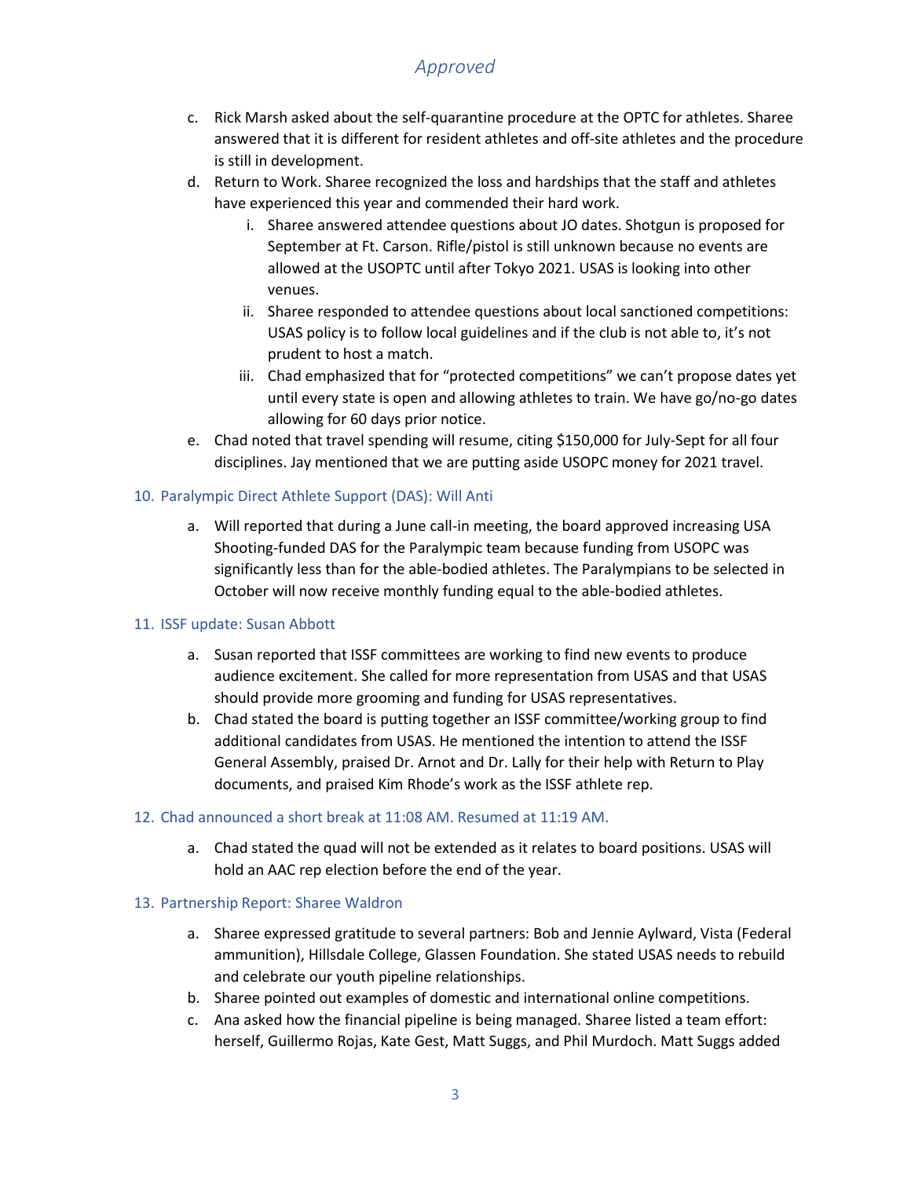c. Rick Marsh asked about the self-quarantine procedure at the OPTC for athletes. Sharee answered that it is different for resident athletes and off-site athletes and the procedure is still in development.

d. Return to Work. Sharee recognized the loss and hardships that the staff and athletes have experienced this year and commended their hard work.

   i. Sharee answered attendee questions about JO dates. Shotgun is proposed for September at Ft. Carson. Rifle/pistol is still unknown because no events are allowed at the USOPTC until after Tokyo 2021. USAS is looking into other venues.

   ii. Sharee responded to attendee questions about local sanctioned competitions: USAS policy is to follow local guidelines and if the club is not able to, it's not prudent to host a match.

   iii. Chad emphasized that for "protected competitions" we can't propose dates yet until every state is open and allowing athletes to train. We have go/no-go dates allowing for 60 days prior notice.

e. Chad noted that travel spending will resume, citing $150,000 for July-Sept for all four disciplines. Jay mentioned that we are putting aside USOPC money for 2021 travel.

## 10. Paralympic Direct Athlete Support (DAS): Will Anti

a. Will reported that during a June call-in meeting, the board approved increasing USA Shooting-funded DAS for the Paralympic team because funding from USOPC was significantly less than for the able-bodied athletes. The Paralympians to be selected in October will now receive monthly funding equal to the able-bodied athletes.

## 11. ISSF update: Susan Abbott

a. Susan reported that ISSF committees are working to find new events to produce audience excitement. She called for more representation from USAS and that USAS should provide more grooming and funding for USAS representatives.

b. Chad stated the board is putting together an ISSF committee/working group to find additional candidates from USAS. He mentioned the intention to attend the ISSF General Assembly, praised Dr. Arnot and Dr. Lally for their help with Return to Play documents, and praised Kim Rhode's work as the ISSF athlete rep.

## 12. Chad announced a short break at 11:08 AM. Resumed at 11:19 AM.

a. Chad stated the quad will not be extended as it relates to board positions. USAS will hold an AAC rep election before the end of the year.

## 13. Partnership Report: Sharee Waldron

a. Sharee expressed gratitude to several partners: Bob and Jennie Aylward, Vista (Federal ammunition), Hillsdale College, Glassen Foundation. She stated USAS needs to rebuild and celebrate our youth pipeline relationships.

b. Sharee pointed out examples of domestic and international online competitions.

c. Ana asked how the financial pipeline is being managed. Sharee listed a team effort: herself, Guillermo Rojas, Kate Gest, Matt Suggs, and Phil Murdoch. Matt Suggs added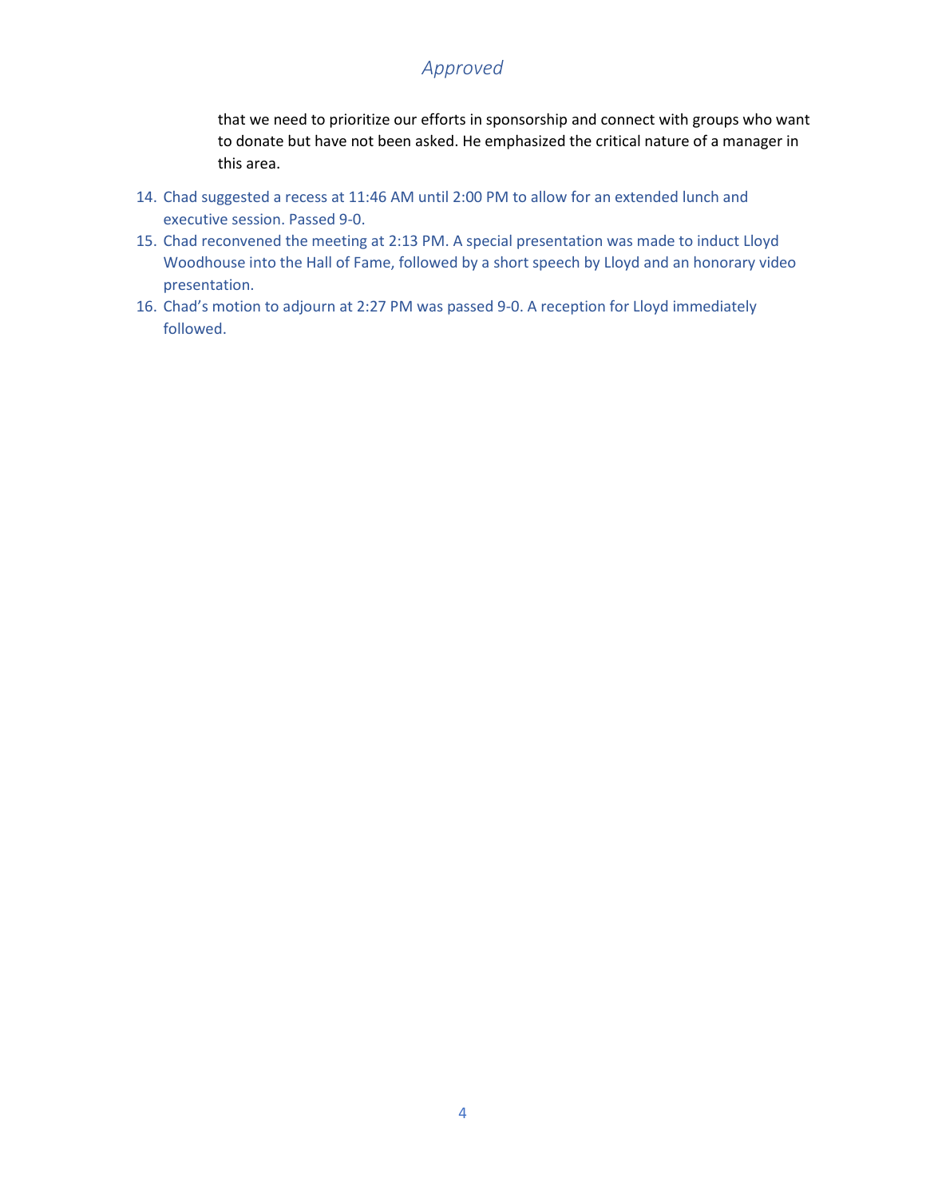that we need to prioritize our efforts in sponsorship and connect with groups who want to donate but have not been asked. He emphasized the critical nature of a manager in this area.

14. Chad suggested a recess at 11:46 AM until 2:00 PM to allow for an extended lunch and executive session. Passed 9-0.
15. Chad reconvened the meeting at 2:13 PM. A special presentation was made to induct Lloyd Woodhouse into the Hall of Fame, followed by a short speech by Lloyd and an honorary video presentation.
16. Chad's motion to adjourn at 2:27 PM was passed 9-0. A reception for Lloyd immediately followed.